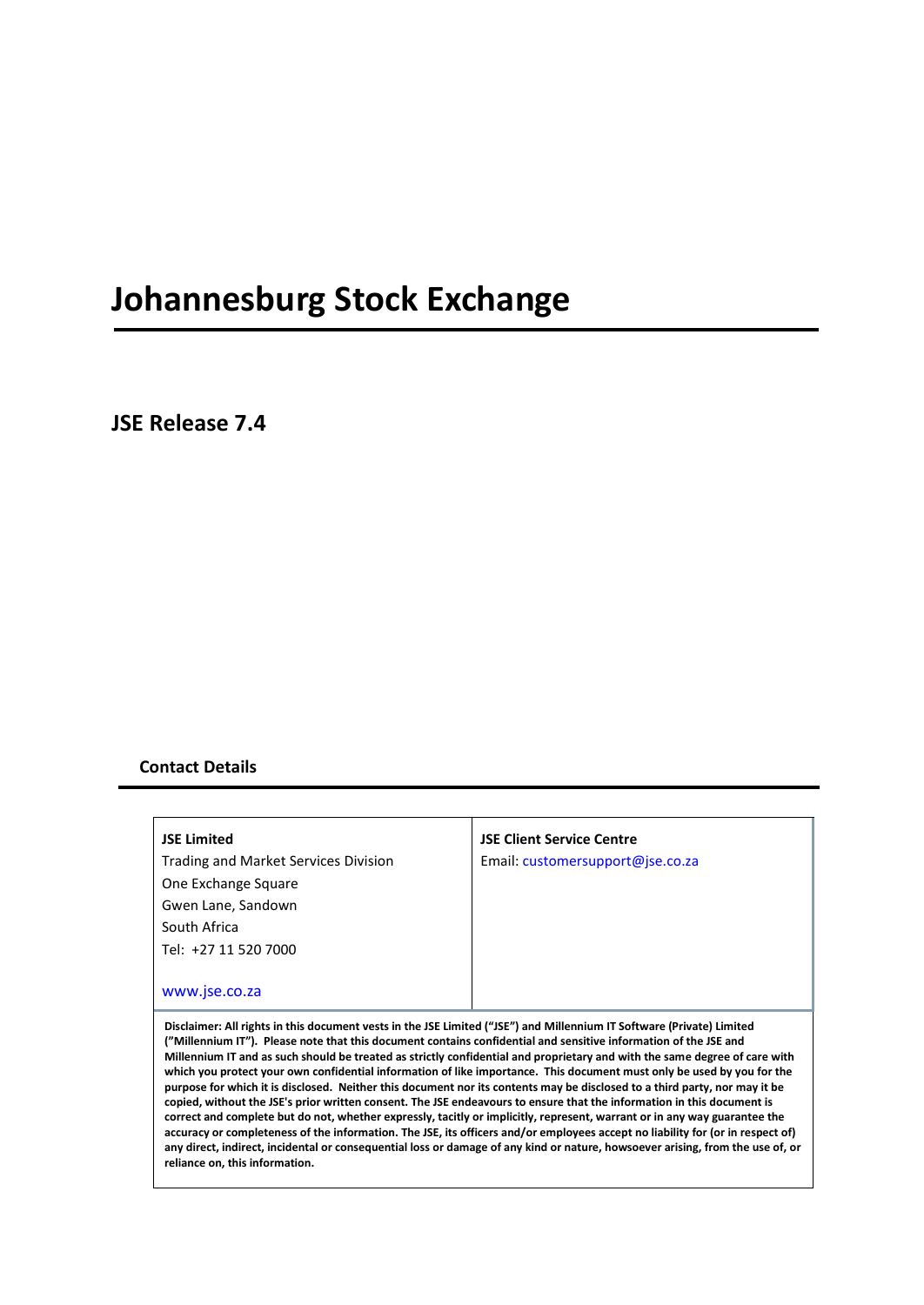# Johannesburg Stock Exchange

## JSE Release 7.4

### Contact Details

| **JSE Limited**<br>Trading and Market Services Division<br>One Exchange Square<br>Gwen Lane, Sandown<br>South Africa<br>Tel: +27 11 520 7000<br><br>www.jse.co.za | **JSE Client Service Centre**<br>Email: customersupport@jse.co.za |
|---|---|

**Disclaimer: All rights in this document vests in the JSE Limited ("JSE") and Millennium IT Software (Private) Limited ("Millennium IT"). Please note that this document contains confidential and sensitive information of the JSE and Millennium IT and as such should be treated as strictly confidential and proprietary and with the same degree of care with which you protect your own confidential information of like importance. This document must only be used by you for the purpose for which it is disclosed. Neither this document nor its contents may be disclosed to a third party, nor may it be copied, without the JSE's prior written consent. The JSE endeavours to ensure that the information in this document is correct and complete but do not, whether expressly, tacitly or implicitly, represent, warrant or in any way guarantee the accuracy or completeness of the information. The JSE, its officers and/or employees accept no liability for (or in respect of) any direct, indirect, incidental or consequential loss or damage of any kind or nature, howsoever arising, from the use of, or reliance on, this information.**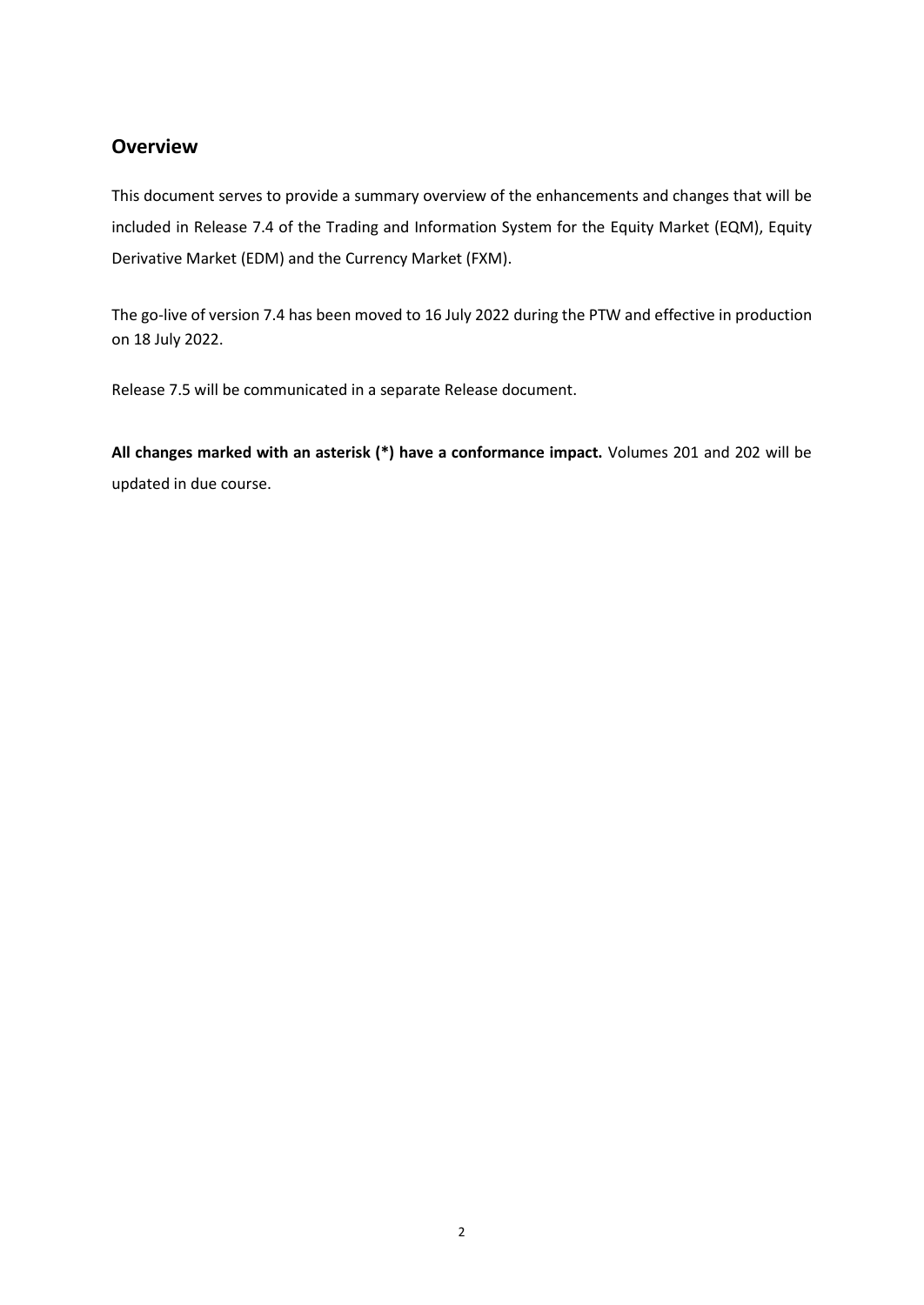## Overview

This document serves to provide a summary overview of the enhancements and changes that will be included in Release 7.4 of the Trading and Information System for the Equity Market (EQM), Equity Derivative Market (EDM) and the Currency Market (FXM).

The go-live of version 7.4 has been moved to 16 July 2022 during the PTW and effective in production on 18 July 2022.

Release 7.5 will be communicated in a separate Release document.

**All changes marked with an asterisk (*) have a conformance impact.** Volumes 201 and 202 will be updated in due course.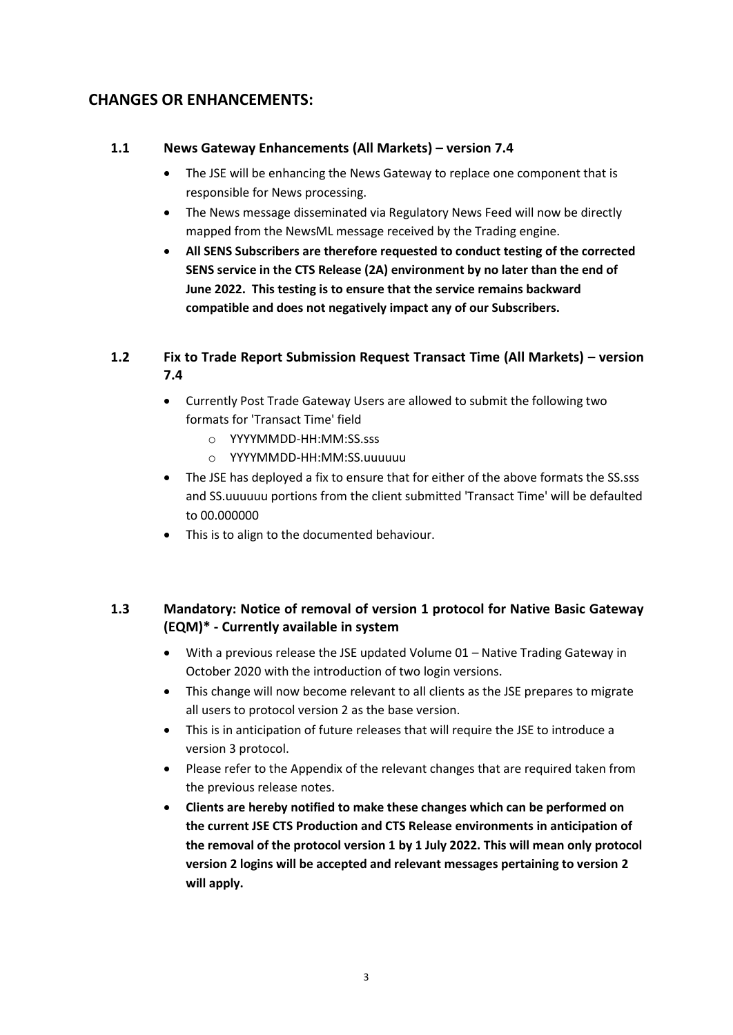## CHANGES OR ENHANCEMENTS:

### 1.1 News Gateway Enhancements (All Markets) – version 7.4

- The JSE will be enhancing the News Gateway to replace one component that is responsible for News processing.
- The News message disseminated via Regulatory News Feed will now be directly mapped from the NewsML message received by the Trading engine.
- **All SENS Subscribers are therefore requested to conduct testing of the corrected SENS service in the CTS Release (2A) environment by no later than the end of June 2022. This testing is to ensure that the service remains backward compatible and does not negatively impact any of our Subscribers.**

### 1.2 Fix to Trade Report Submission Request Transact Time (All Markets) – version 7.4

- Currently Post Trade Gateway Users are allowed to submit the following two formats for 'Transact Time' field
  - YYYYMMDD-HH:MM:SS.sss
  - YYYYMMDD-HH:MM:SS.uuuuuu
- The JSE has deployed a fix to ensure that for either of the above formats the SS.sss and SS.uuuuuu portions from the client submitted 'Transact Time' will be defaulted to 00.000000
- This is to align to the documented behaviour.

### 1.3 Mandatory: Notice of removal of version 1 protocol for Native Basic Gateway (EQM)* - Currently available in system

- With a previous release the JSE updated Volume 01 – Native Trading Gateway in October 2020 with the introduction of two login versions.
- This change will now become relevant to all clients as the JSE prepares to migrate all users to protocol version 2 as the base version.
- This is in anticipation of future releases that will require the JSE to introduce a version 3 protocol.
- Please refer to the Appendix of the relevant changes that are required taken from the previous release notes.
- **Clients are hereby notified to make these changes which can be performed on the current JSE CTS Production and CTS Release environments in anticipation of the removal of the protocol version 1 by 1 July 2022. This will mean only protocol version 2 logins will be accepted and relevant messages pertaining to version 2 will apply.**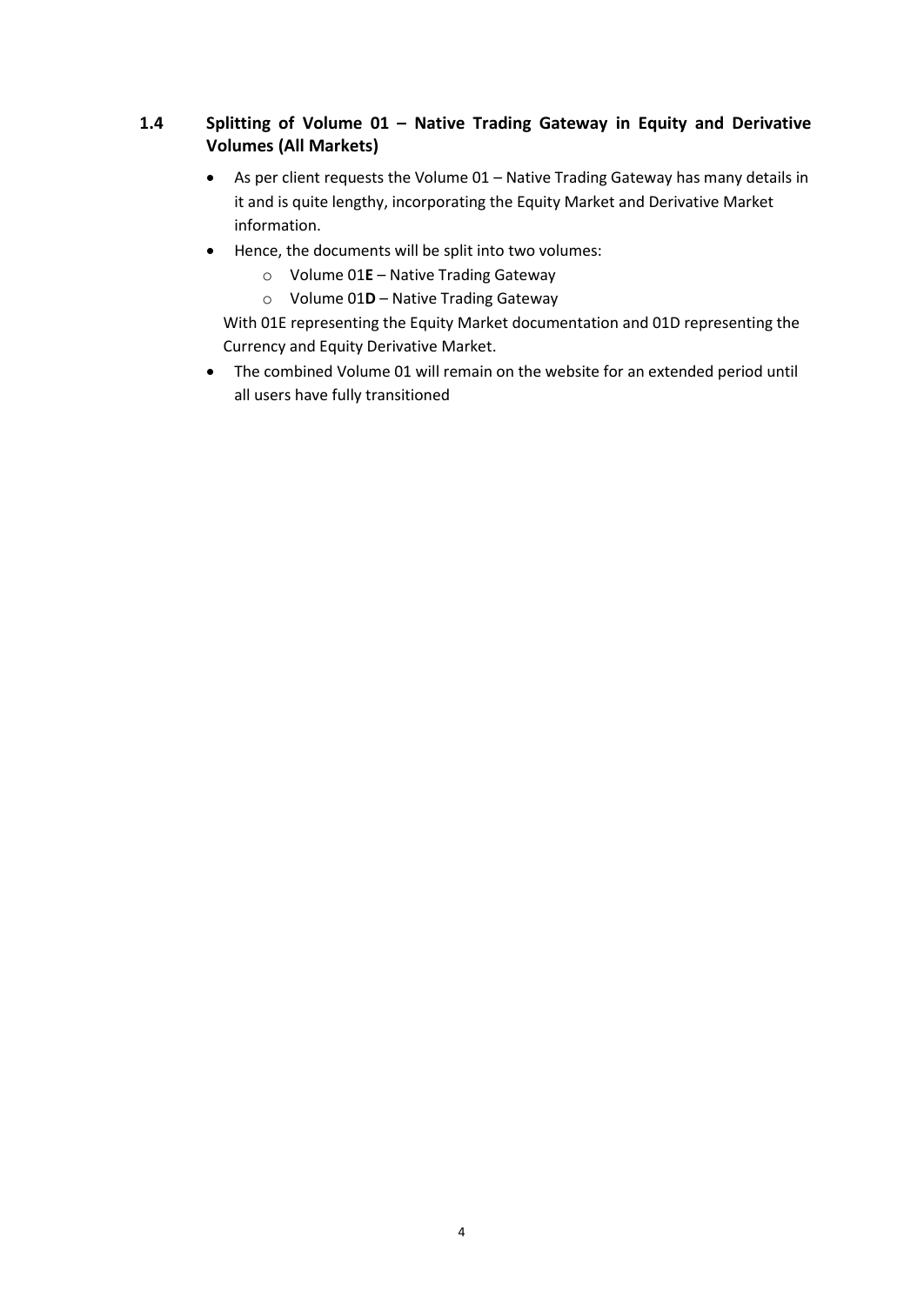### 1.4 Splitting of Volume 01 – Native Trading Gateway in Equity and Derivative Volumes (All Markets)

- As per client requests the Volume 01 – Native Trading Gateway has many details in it and is quite lengthy, incorporating the Equity Market and Derivative Market information.
- Hence, the documents will be split into two volumes:
  - Volume 01**E** – Native Trading Gateway
  - Volume 01**D** – Native Trading Gateway

  With 01E representing the Equity Market documentation and 01D representing the Currency and Equity Derivative Market.
- The combined Volume 01 will remain on the website for an extended period until all users have fully transitioned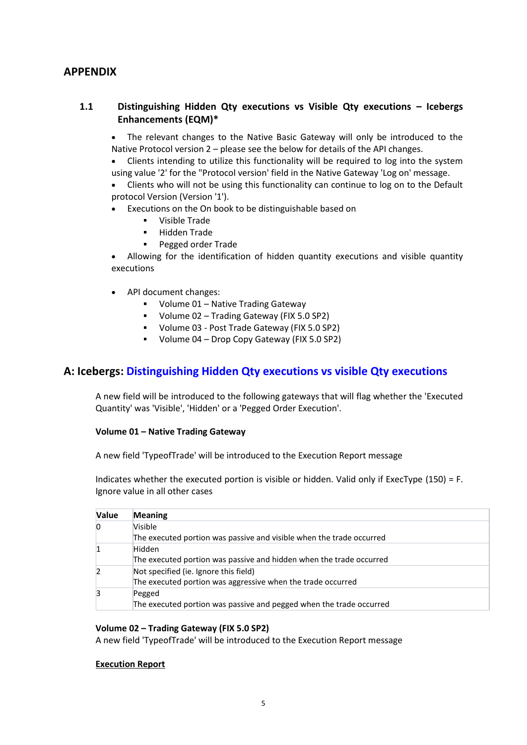# APPENDIX

## 1.1 Distinguishing Hidden Qty executions vs Visible Qty executions – Icebergs Enhancements (EQM)*

- The relevant changes to the Native Basic Gateway will only be introduced to the Native Protocol version 2 – please see the below for details of the API changes.
- Clients intending to utilize this functionality will be required to log into the system using value '2' for the "Protocol version' field in the Native Gateway 'Log on' message.
- Clients who will not be using this functionality can continue to log on to the Default protocol Version (Version '1').
- Executions on the On book to be distinguishable based on
  - Visible Trade
  - Hidden Trade
  - Pegged order Trade
- Allowing for the identification of hidden quantity executions and visible quantity executions

- API document changes:
  - Volume 01 – Native Trading Gateway
  - Volume 02 – Trading Gateway (FIX 5.0 SP2)
  - Volume 03 - Post Trade Gateway (FIX 5.0 SP2)
  - Volume 04 – Drop Copy Gateway (FIX 5.0 SP2)

## A: Icebergs: Distinguishing Hidden Qty executions vs visible Qty executions

A new field will be introduced to the following gateways that will flag whether the 'Executed Quantity' was 'Visible', 'Hidden' or a 'Pegged Order Execution'.

**Volume 01 – Native Trading Gateway**

A new field 'TypeofTrade' will be introduced to the Execution Report message

Indicates whether the executed portion is visible or hidden. Valid only if ExecType (150) = F. Ignore value in all other cases

| Value | Meaning |
|---|---|
| 0 | Visible<br>The executed portion was passive and visible when the trade occurred |
| 1 | Hidden<br>The executed portion was passive and hidden when the trade occurred |
| 2 | Not specified (ie. Ignore this field)<br>The executed portion was aggressive when the trade occurred |
| 3 | Pegged<br>The executed portion was passive and pegged when the trade occurred |

**Volume 02 – Trading Gateway (FIX 5.0 SP2)**
A new field 'TypeofTrade' will be introduced to the Execution Report message

**Execution Report**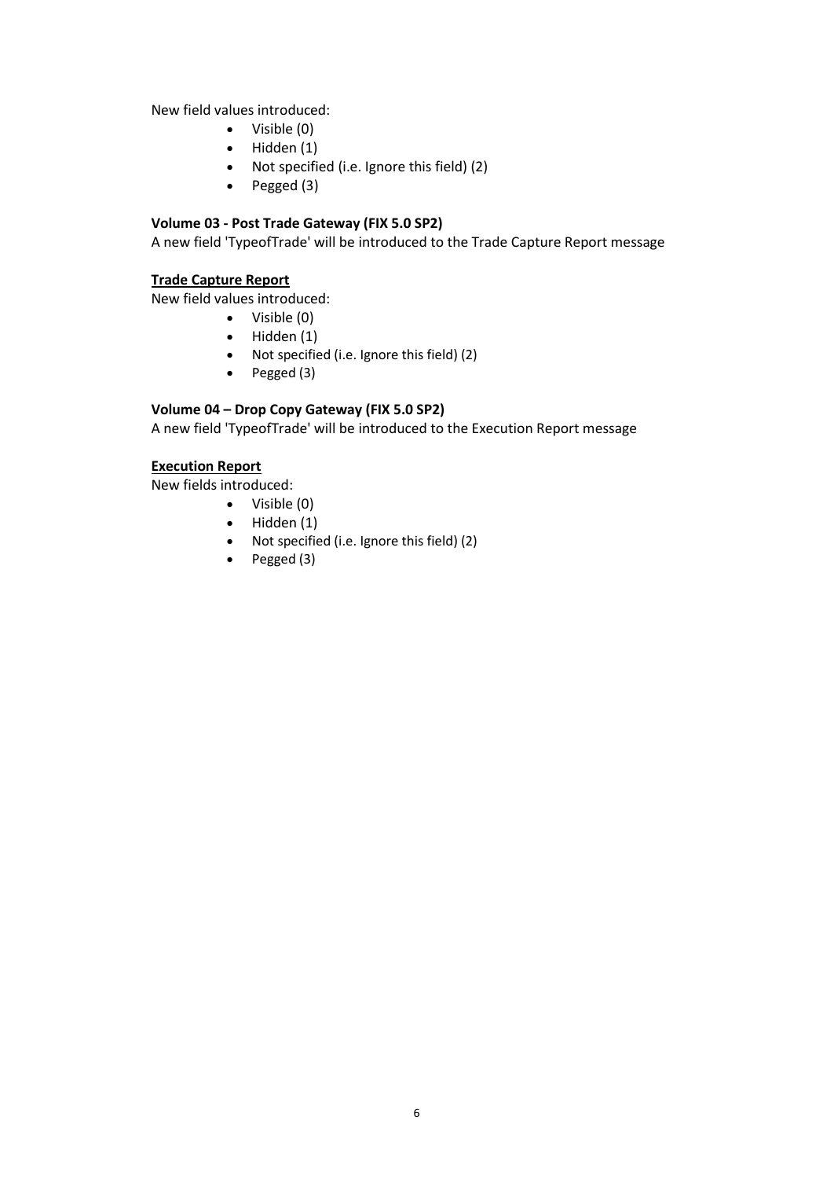New field values introduced:

- Visible (0)
- Hidden (1)
- Not specified (i.e. Ignore this field) (2)
- Pegged (3)

**Volume 03 - Post Trade Gateway (FIX 5.0 SP2)**

A new field 'TypeofTrade' will be introduced to the Trade Capture Report message

**Trade Capture Report**

New field values introduced:

- Visible (0)
- Hidden (1)
- Not specified (i.e. Ignore this field) (2)
- Pegged (3)

**Volume 04 – Drop Copy Gateway (FIX 5.0 SP2)**

A new field 'TypeofTrade' will be introduced to the Execution Report message

**Execution Report**

New fields introduced:

- Visible (0)
- Hidden (1)
- Not specified (i.e. Ignore this field) (2)
- Pegged (3)